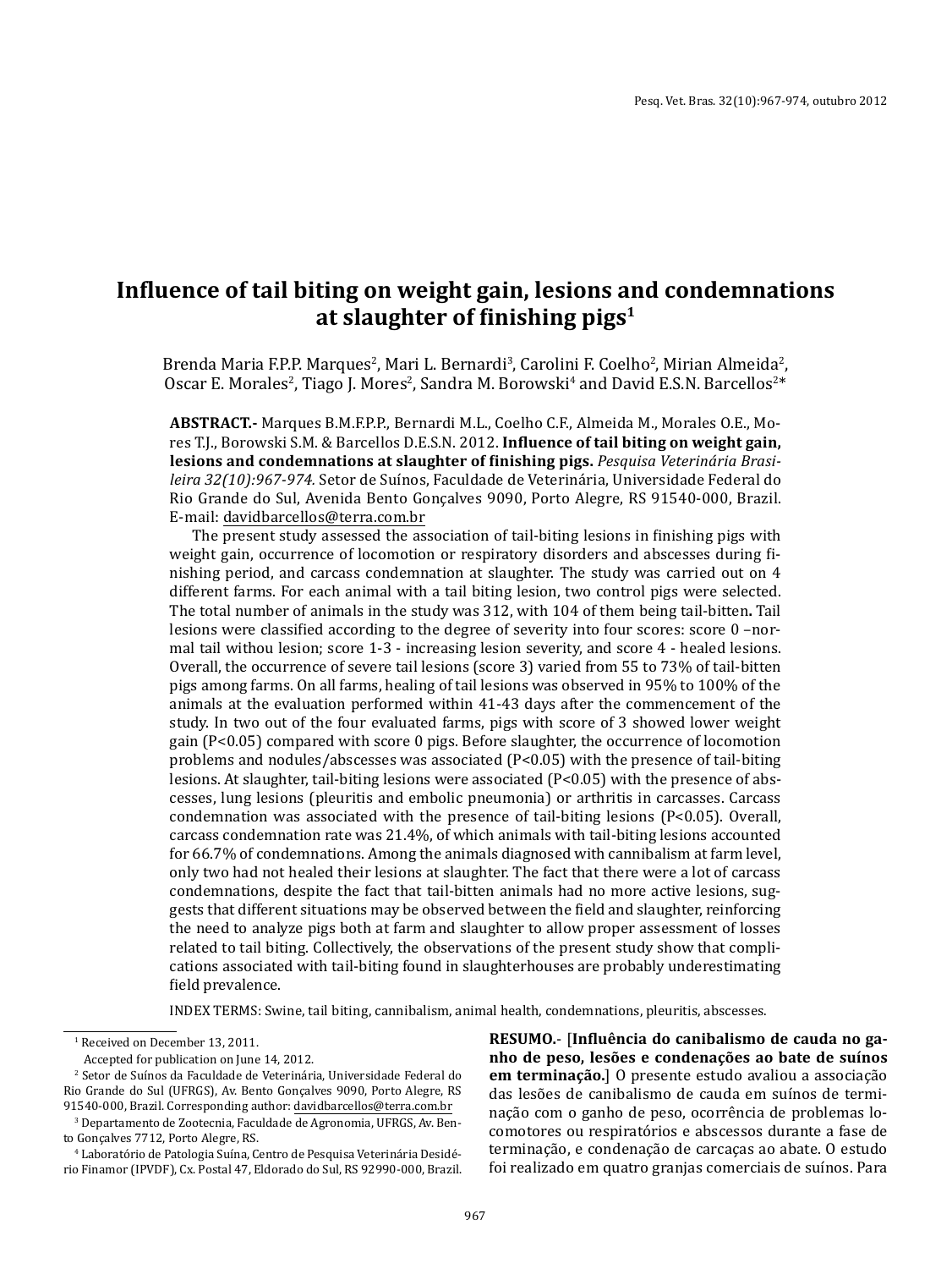# Influence of tail biting on weight gain, lesions and condemnations at slaughter of finishing pigs[1]

Brenda Maria F.P.P. Marques[2], Mari L. Bernardi[3], Carolini F. Coelho[2], Mirian Almeida[2], Oscar E. Morales[2], Tiago J. Mores[2], Sandra M. Borowski[4] and David E.S.N. Barcellos[2]*

**ABSTRACT.-** Marques B.M.F.P.P., Bernardi M.L., Coelho C.F., Almeida M., Morales O.E., Mores T.J., Borowski S.M. & Barcellos D.E.S.N. 2012. **Influence of tail biting on weight gain, lesions and condemnations at slaughter of finishing pigs.** *Pesquisa Veterinária Brasileira 32(10):967-974.* Setor de Suínos, Faculdade de Veterinária, Universidade Federal do Rio Grande do Sul, Avenida Bento Gonçalves 9090, Porto Alegre, RS 91540-000, Brazil. E-mail: davidbarcellos@terra.com.br

The present study assessed the association of tail-biting lesions in finishing pigs with weight gain, occurrence of locomotion or respiratory disorders and abscesses during finishing period, and carcass condemnation at slaughter. The study was carried out on 4 different farms. For each animal with a tail biting lesion, two control pigs were selected. The total number of animals in the study was 312, with 104 of them being tail-bitten**.** Tail lesions were classified according to the degree of severity into four scores: score 0 –normal tail withou lesion; score 1-3 - increasing lesion severity, and score 4 - healed lesions. Overall, the occurrence of severe tail lesions (score 3) varied from 55 to 73% of tail-bitten pigs among farms. On all farms, healing of tail lesions was observed in 95% to 100% of the animals at the evaluation performed within 41-43 days after the commencement of the study. In two out of the four evaluated farms, pigs with score of 3 showed lower weight gain ($P<0.05$) compared with score 0 pigs. Before slaughter, the occurrence of locomotion problems and nodules/abscesses was associated ($P<0.05$) with the presence of tail-biting lesions. At slaughter, tail-biting lesions were associated ($P<0.05$) with the presence of abscesses, lung lesions (pleuritis and embolic pneumonia) or arthritis in carcasses. Carcass condemnation was associated with the presence of tail-biting lesions ($P<0.05$). Overall, carcass condemnation rate was 21.4%, of which animals with tail-biting lesions accounted for 66.7% of condemnations. Among the animals diagnosed with cannibalism at farm level, only two had not healed their lesions at slaughter. The fact that there were a lot of carcass condemnations, despite the fact that tail-bitten animals had no more active lesions, suggests that different situations may be observed between the field and slaughter, reinforcing the need to analyze pigs both at farm and slaughter to allow proper assessment of losses related to tail biting. Collectively, the observations of the present study show that complications associated with tail-biting found in slaughterhouses are probably underestimating field prevalence.

INDEX TERMS: Swine, tail biting, cannibalism, animal health, condemnations, pleuritis, abscesses.

**RESUMO.-** [**Influência do canibalismo de cauda no ganho de peso, lesões e condenações ao bate de suínos em terminação.**] O presente estudo avaliou a associação das lesões de canibalismo de cauda em suínos de terminação com o ganho de peso, ocorrência de problemas locomotores ou respiratórios e abscessos durante a fase de terminação, e condenação de carcaças ao abate. O estudo foi realizado em quatro granjas comerciais de suínos. Para

---

[1] Received on December 13, 2011.
Accepted for publication on June 14, 2012.

[2] Setor de Suínos da Faculdade de Veterinária, Universidade Federal do Rio Grande do Sul (UFRGS), Av. Bento Gonçalves 9090, Porto Alegre, RS 91540-000, Brazil. Corresponding author: davidbarcellos@terra.com.br

[3] Departamento de Zootecnia, Faculdade de Agronomia, UFRGS, Av. Bento Gonçalves 7712, Porto Alegre, RS.

[4] Laboratório de Patologia Suína, Centro de Pesquisa Veterinária Desidério Finamor (IPVDF), Cx. Postal 47, Eldorado do Sul, RS 92990-000, Brazil.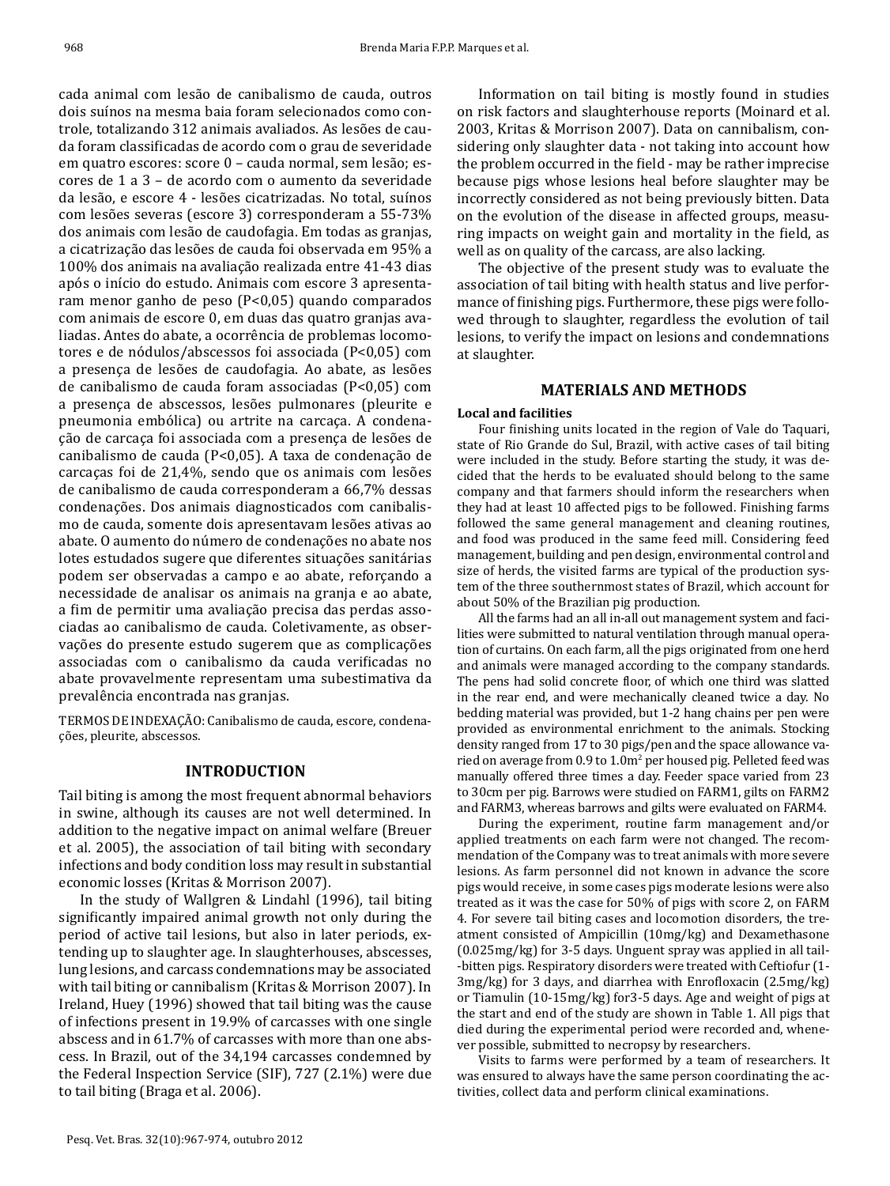cada animal com lesão de canibalismo de cauda, outros dois suínos na mesma baia foram selecionados como controle, totalizando 312 animais avaliados. As lesões de cauda foram classificadas de acordo com o grau de severidade em quatro escores: score 0 – cauda normal, sem lesão; escores de 1 a 3 – de acordo com o aumento da severidade da lesão, e escore 4 - lesões cicatrizadas. No total, suínos com lesões severas (escore 3) corresponderam a 55-73% dos animais com lesão de caudofagia. Em todas as granjas, a cicatrização das lesões de cauda foi observada em 95% a 100% dos animais na avaliação realizada entre 41-43 dias após o início do estudo. Animais com escore 3 apresentaram menor ganho de peso (P<0,05) quando comparados com animais de escore 0, em duas das quatro granjas avaliadas. Antes do abate, a ocorrência de problemas locomotores e de nódulos/abscessos foi associada (P<0,05) com a presença de lesões de caudofagia. Ao abate, as lesões de canibalismo de cauda foram associadas (P<0,05) com a presença de abscessos, lesões pulmonares (pleurite e pneumonia embólica) ou artrite na carcaça. A condenação de carcaça foi associada com a presença de lesões de canibalismo de cauda (P<0,05). A taxa de condenação de carcaças foi de 21,4%, sendo que os animais com lesões de canibalismo de cauda corresponderam a 66,7% dessas condenações. Dos animais diagnosticados com canibalismo de cauda, somente dois apresentavam lesões ativas ao abate. O aumento do número de condenações no abate nos lotes estudados sugere que diferentes situações sanitárias podem ser observadas a campo e ao abate, reforçando a necessidade de analisar os animais na granja e ao abate, a fim de permitir uma avaliação precisa das perdas associadas ao canibalismo de cauda. Coletivamente, as observações do presente estudo sugerem que as complicações associadas com o canibalismo da cauda verificadas no abate provavelmente representam uma subestimativa da prevalência encontrada nas granjas.

TERMOS DE INDEXAÇÃO: Canibalismo de cauda, escore, condenações, pleurite, abscessos.

## INTRODUCTION

Tail biting is among the most frequent abnormal behaviors in swine, although its causes are not well determined. In addition to the negative impact on animal welfare (Breuer et al. 2005), the association of tail biting with secondary infections and body condition loss may result in substantial economic losses (Kritas & Morrison 2007).

In the study of Wallgren & Lindahl (1996), tail biting significantly impaired animal growth not only during the period of active tail lesions, but also in later periods, extending up to slaughter age. In slaughterhouses, abscesses, lung lesions, and carcass condemnations may be associated with tail biting or cannibalism (Kritas & Morrison 2007). In Ireland, Huey (1996) showed that tail biting was the cause of infections present in 19.9% of carcasses with one single abscess and in 61.7% of carcasses with more than one abscess. In Brazil, out of the 34,194 carcasses condemned by the Federal Inspection Service (SIF), 727 (2.1%) were due to tail biting (Braga et al. 2006).

Information on tail biting is mostly found in studies on risk factors and slaughterhouse reports (Moinard et al. 2003, Kritas & Morrison 2007). Data on cannibalism, considering only slaughter data - not taking into account how the problem occurred in the field - may be rather imprecise because pigs whose lesions heal before slaughter may be incorrectly considered as not being previously bitten. Data on the evolution of the disease in affected groups, measuring impacts on weight gain and mortality in the field, as well as on quality of the carcass, are also lacking.

The objective of the present study was to evaluate the association of tail biting with health status and live performance of finishing pigs. Furthermore, these pigs were followed through to slaughter, regardless the evolution of tail lesions, to verify the impact on lesions and condemnations at slaughter.

## MATERIALS AND METHODS

**Local and facilities**

Four finishing units located in the region of Vale do Taquari, state of Rio Grande do Sul, Brazil, with active cases of tail biting were included in the study. Before starting the study, it was decided that the herds to be evaluated should belong to the same company and that farmers should inform the researchers when they had at least 10 affected pigs to be followed. Finishing farms followed the same general management and cleaning routines, and food was produced in the same feed mill. Considering feed management, building and pen design, environmental control and size of herds, the visited farms are typical of the production system of the three southernmost states of Brazil, which account for about 50% of the Brazilian pig production.

All the farms had an all in-all out management system and facilities were submitted to natural ventilation through manual operation of curtains. On each farm, all the pigs originated from one herd and animals were managed according to the company standards. The pens had solid concrete floor, of which one third was slatted in the rear end, and were mechanically cleaned twice a day. No bedding material was provided, but 1-2 hang chains per pen were provided as environmental enrichment to the animals. Stocking density ranged from 17 to 30 pigs/pen and the space allowance varied on average from 0.9 to 1.0m$^2$ per housed pig. Pelleted feed was manually offered three times a day. Feeder space varied from 23 to 30cm per pig. Barrows were studied on FARM1, gilts on FARM2 and FARM3, whereas barrows and gilts were evaluated on FARM4.

During the experiment, routine farm management and/or applied treatments on each farm were not changed. The recommendation of the Company was to treat animals with more severe lesions. As farm personnel did not known in advance the score pigs would receive, in some cases pigs moderate lesions were also treated as it was the case for 50% of pigs with score 2, on FARM 4. For severe tail biting cases and locomotion disorders, the treatment consisted of Ampicillin (10mg/kg) and Dexamethasone (0.025mg/kg) for 3-5 days. Unguent spray was applied in all tail-bitten pigs. Respiratory disorders were treated with Ceftiofur (1-3mg/kg) for 3 days, and diarrhea with Enrofloxacin (2.5mg/kg) or Tiamulin (10-15mg/kg) for3-5 days. Age and weight of pigs at the start and end of the study are shown in Table 1. All pigs that died during the experimental period were recorded and, whenever possible, submitted to necropsy by researchers.

Visits to farms were performed by a team of researchers. It was ensured to always have the same person coordinating the activities, collect data and perform clinical examinations.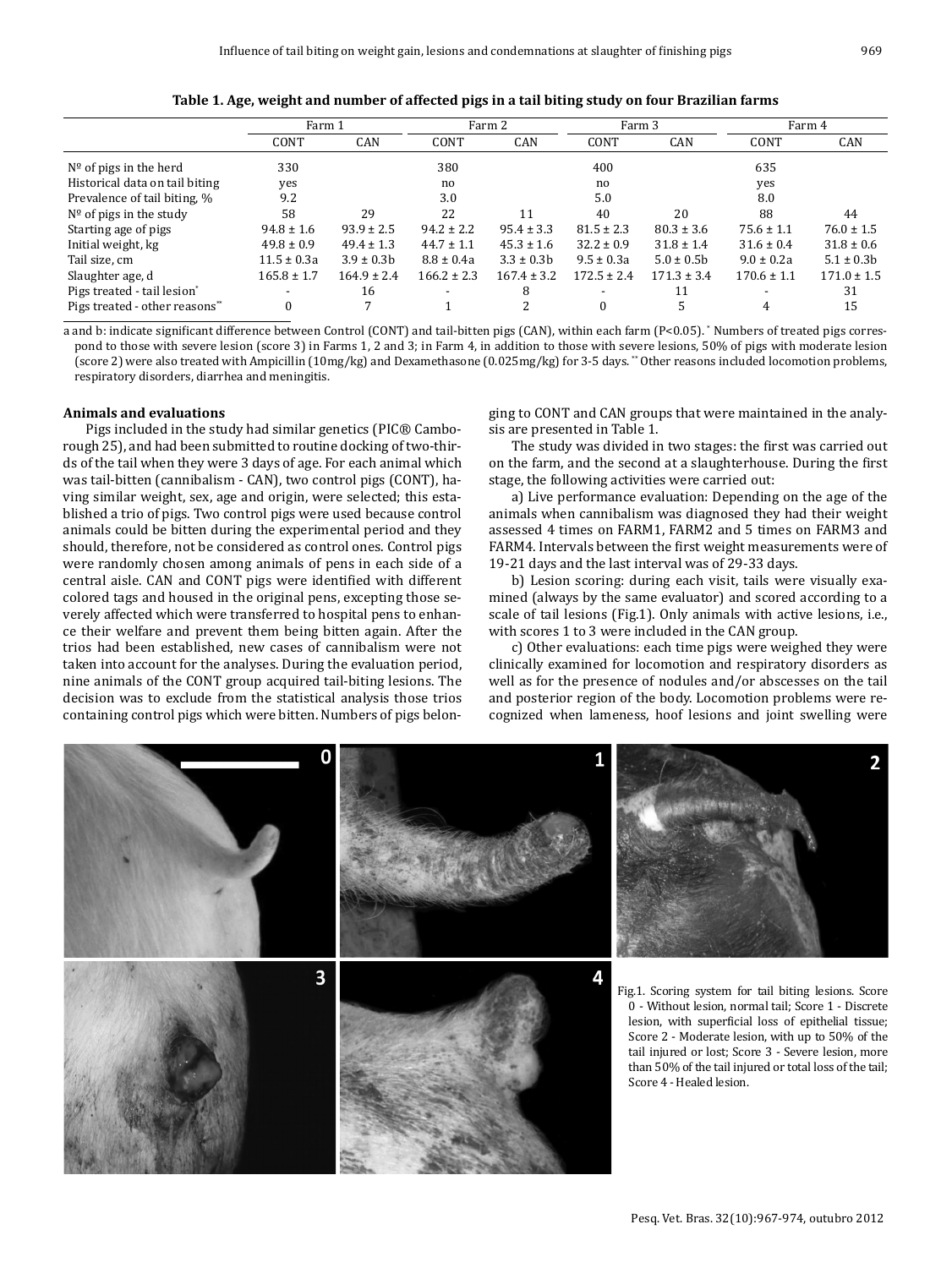**Table 1. Age, weight and number of affected pigs in a tail biting study on four Brazilian farms**

| | Farm 1 | | Farm 2 | | Farm 3 | | Farm 4 | |
|---|---|---|---|---|---|---|---|---|
| | CONT | CAN | CONT | CAN | CONT | CAN | CONT | CAN |
| Nº of pigs in the herd | 330 | | 380 | | 400 | | 635 | |
| Historical data on tail biting | yes | | no | | no | | yes | |
| Prevalence of tail biting, % | 9.2 | | 3.0 | | 5.0 | | 8.0 | |
| Nº of pigs in the study | 58 | 29 | 22 | 11 | 40 | 20 | 88 | 44 |
| Starting age of pigs | 94.8 ± 1.6 | 93.9 ± 2.5 | 94.2 ± 2.2 | 95.4 ± 3.3 | 81.5 ± 2.3 | 80.3 ± 3.6 | 75.6 ± 1.1 | 76.0 ± 1.5 |
| Initial weight, kg | 49.8 ± 0.9 | 49.4 ± 1.3 | 44.7 ± 1.1 | 45.3 ± 1.6 | 32.2 ± 0.9 | 31.8 ± 1.4 | 31.6 ± 0.4 | 31.8 ± 0.6 |
| Tail size, cm | 11.5 ± 0.3a | 3.9 ± 0.3b | 8.8 ± 0.4a | 3.3 ± 0.3b | 9.5 ± 0.3a | 5.0 ± 0.5b | 9.0 ± 0.2a | 5.1 ± 0.3b |
| Slaughter age, d | 165.8 ± 1.7 | 164.9 ± 2.4 | 166.2 ± 2.3 | 167.4 ± 3.2 | 172.5 ± 2.4 | 171.3 ± 3.4 | 170.6 ± 1.1 | 171.0 ± 1.5 |
| Pigs treated - tail lesion* | - | 16 | - | 8 | - | 11 | - | 31 |
| Pigs treated - other reasons** | 0 | 7 | 1 | 2 | 0 | 5 | 4 | 15 |

a and b: indicate significant difference between Control (CONT) and tail-bitten pigs (CAN), within each farm ($P<0.05$). * Numbers of treated pigs correspond to those with severe lesion (score 3) in Farms 1, 2 and 3; in Farm 4, in addition to those with severe lesions, 50% of pigs with moderate lesion (score 2) were also treated with Ampicillin (10mg/kg) and Dexamethasone (0.025mg/kg) for 3-5 days. ** Other reasons included locomotion problems, respiratory disorders, diarrhea and meningitis.

### Animals and evaluations

Pigs included in the study had similar genetics (PIC® Camborough 25), and had been submitted to routine docking of two-thirds of the tail when they were 3 days of age. For each animal which was tail-bitten (cannibalism - CAN), two control pigs (CONT), having similar weight, sex, age and origin, were selected; this established a trio of pigs. Two control pigs were used because control animals could be bitten during the experimental period and they should, therefore, not be considered as control ones. Control pigs were randomly chosen among animals of pens in each side of a central aisle. CAN and CONT pigs were identified with different colored tags and housed in the original pens, excepting those severely affected which were transferred to hospital pens to enhance their welfare and prevent them being bitten again. After the trios had been established, new cases of cannibalism were not taken into account for the analyses. During the evaluation period, nine animals of the CONT group acquired tail-biting lesions. The decision was to exclude from the statistical analysis those trios containing control pigs which were bitten. Numbers of pigs belonging to CONT and CAN groups that were maintained in the analysis are presented in Table 1.

The study was divided in two stages: the first was carried out on the farm, and the second at a slaughterhouse. During the first stage, the following activities were carried out:

a) Live performance evaluation: Depending on the age of the animals when cannibalism was diagnosed they had their weight assessed 4 times on FARM1, FARM2 and 5 times on FARM3 and FARM4. Intervals between the first weight measurements were of 19-21 days and the last interval was of 29-33 days.

b) Lesion scoring: during each visit, tails were visually examined (always by the same evaluator) and scored according to a scale of tail lesions (Fig.1). Only animals with active lesions, i.e., with scores 1 to 3 were included in the CAN group.

c) Other evaluations: each time pigs were weighed they were clinically examined for locomotion and respiratory disorders as well as for the presence of nodules and/or abscesses on the tail and posterior region of the body. Locomotion problems were recognized when lameness, hoof lesions and joint swelling were

Fig.1. Scoring system for tail biting lesions. Score 0 - Without lesion, normal tail; Score 1 - Discrete lesion, with superficial loss of epithelial tissue; Score 2 - Moderate lesion, with up to 50% of the tail injured or lost; Score 3 - Severe lesion, more than 50% of the tail injured or total loss of the tail; Score 4 - Healed lesion.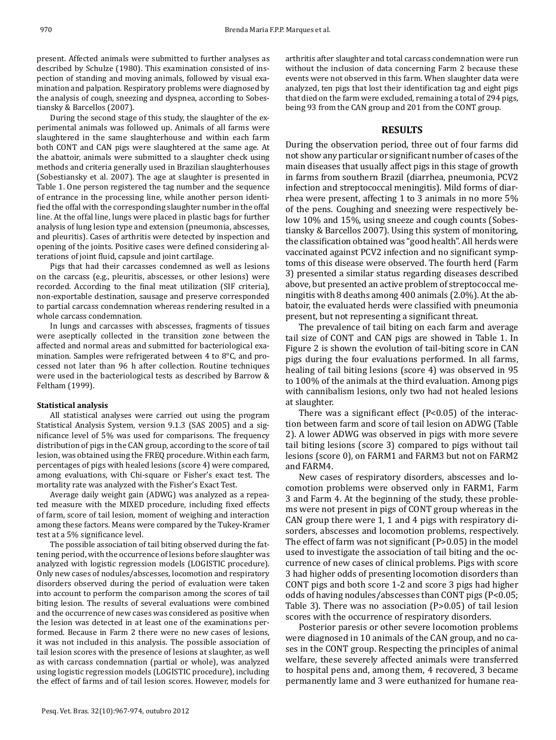present. Affected animals were submitted to further analyses as described by Schulze (1980). This examination consisted of inspection of standing and moving animals, followed by visual examination and palpation. Respiratory problems were diagnosed by the analysis of cough, sneezing and dyspnea, according to Sobestiansky & Barcellos (2007).

During the second stage of this study, the slaughter of the experimental animals was followed up. Animals of all farms were slaughtered in the same slaughterhouse and within each farm both CONT and CAN pigs were slaughtered at the same age. At the abattoir, animals were submitted to a slaughter check using methods and criteria generally used in Brazilian slaughterhouses (Sobestiansky et al. 2007). The age at slaughter is presented in Table 1. One person registered the tag number and the sequence of entrance in the processing line, while another person identified the offal with the corresponding slaughter number in the offal line. At the offal line, lungs were placed in plastic bags for further analysis of lung lesion type and extension (pneumonia, abscesses, and pleuritis). Cases of arthritis were detected by inspection and opening of the joints. Positive cases were defined considering alterations of joint fluid, capsule and joint cartilage.

Pigs that had their carcasses condemned as well as lesions on the carcass (e.g., pleuritis, abscesses, or other lesions) were recorded. According to the final meat utilization (SIF criteria), non-exportable destination, sausage and preserve corresponded to partial carcass condemnation whereas rendering resulted in a whole carcass condemnation.

In lungs and carcasses with abscesses, fragments of tissues were aseptically collected in the transition zone between the affected and normal areas and submitted for bacteriological examination. Samples were refrigerated between 4 to 8°C, and processed not later than 96 h after collection. Routine techniques were used in the bacteriological tests as described by Barrow & Feltham (1999).

**Statistical analysis**

All statistical analyses were carried out using the program Statistical Analysis System, version 9.1.3 (SAS 2005) and a significance level of 5% was used for comparisons. The frequency distribution of pigs in the CAN group, according to the score of tail lesion, was obtained using the FREQ procedure. Within each farm, percentages of pigs with healed lesions (score 4) were compared, among evaluations, with Chi-square or Fisher's exact test. The mortality rate was analyzed with the Fisher's Exact Test.

Average daily weight gain (ADWG) was analyzed as a repeated measure with the MIXED procedure, including fixed effects of farm, score of tail lesion, moment of weighing and interaction among these factors. Means were compared by the Tukey-Kramer test at a 5% significance level.

The possible association of tail biting observed during the fattening period, with the occurrence of lesions before slaughter was analyzed with logistic regression models (LOGISTIC procedure). Only new cases of nodules/abscesses, locomotion and respiratory disorders observed during the period of evaluation were taken into account to perform the comparison among the scores of tail biting lesion. The results of several evaluations were combined and the occurrence of new cases was considered as positive when the lesion was detected in at least one of the examinations performed. Because in Farm 2 there were no new cases of lesions, it was not included in this analysis. The possible association of tail lesion scores with the presence of lesions at slaughter, as well as with carcass condemnation (partial or whole), was analyzed using logistic regression models (LOGISTIC procedure), including the effect of farms and of tail lesion scores. However, models for arthritis after slaughter and total carcass condemnation were run without the inclusion of data concerning Farm 2 because these events were not observed in this farm. When slaughter data were analyzed, ten pigs that lost their identification tag and eight pigs that died on the farm were excluded, remaining a total of 294 pigs, being 93 from the CAN group and 201 from the CONT group.

## RESULTS

During the observation period, three out of four farms did not show any particular or significant number of cases of the main diseases that usually affect pigs in this stage of growth in farms from southern Brazil (diarrhea, pneumonia, PCV2 infection and streptococcal meningitis). Mild forms of diarrhea were present, affecting 1 to 3 animals in no more 5% of the pens. Coughing and sneezing were respectively below 10% and 15%, using sneeze and cough counts (Sobestiansky & Barcellos 2007). Using this system of monitoring, the classification obtained was "good health". All herds were vaccinated against PCV2 infection and no significant symptoms of this disease were observed. The fourth herd (Farm 3) presented a similar status regarding diseases described above, but presented an active problem of streptococcal meningitis with 8 deaths among 400 animals (2.0%). At the abatoir, the evaluated herds were classified with pneumonia present, but not representing a significant threat.

The prevalence of tail biting on each farm and average tail size of CONT and CAN pigs are showed in Table 1. In Figure 2 is shown the evolution of tail-biting score in CAN pigs during the four evaluations performed. In all farms, healing of tail biting lesions (score 4) was observed in 95 to 100% of the animals at the third evaluation. Among pigs with cannibalism lesions, only two had not healed lesions at slaughter.

There was a significant effect ($P<0.05$) of the interaction between farm and score of tail lesion on ADWG (Table 2). A lower ADWG was observed in pigs with more severe tail biting lesions (score 3) compared to pigs without tail lesions (score 0), on FARM1 and FARM3 but not on FARM2 and FARM4.

New cases of respiratory disorders, abscesses and locomotion problems were observed only in FARM1, Farm 3 and Farm 4. At the beginning of the study, these problems were not present in pigs of CONT group whereas in the CAN group there were 1, 1 and 4 pigs with respiratory disorders, abscesses and locomotion problems, respectively. The effect of farm was not significant ($P>0.05$) in the model used to investigate the association of tail biting and the occurrence of new cases of clinical problems. Pigs with score 3 had higher odds of presenting locomotion disorders than CONT pigs and both score 1-2 and score 3 pigs had higher odds of having nodules/abscesses than CONT pigs ($P<0.05$; Table 3). There was no association ($P>0.05$) of tail lesion scores with the occurrence of respiratory disorders.

Posterior paresis or other severe locomotion problems were diagnosed in 10 animals of the CAN group, and no cases in the CONT group. Respecting the principles of animal welfare, these severely affected animals were transferred to hospital pens and, among them, 4 recovered, 3 became permanently lame and 3 were euthanized for humane rea-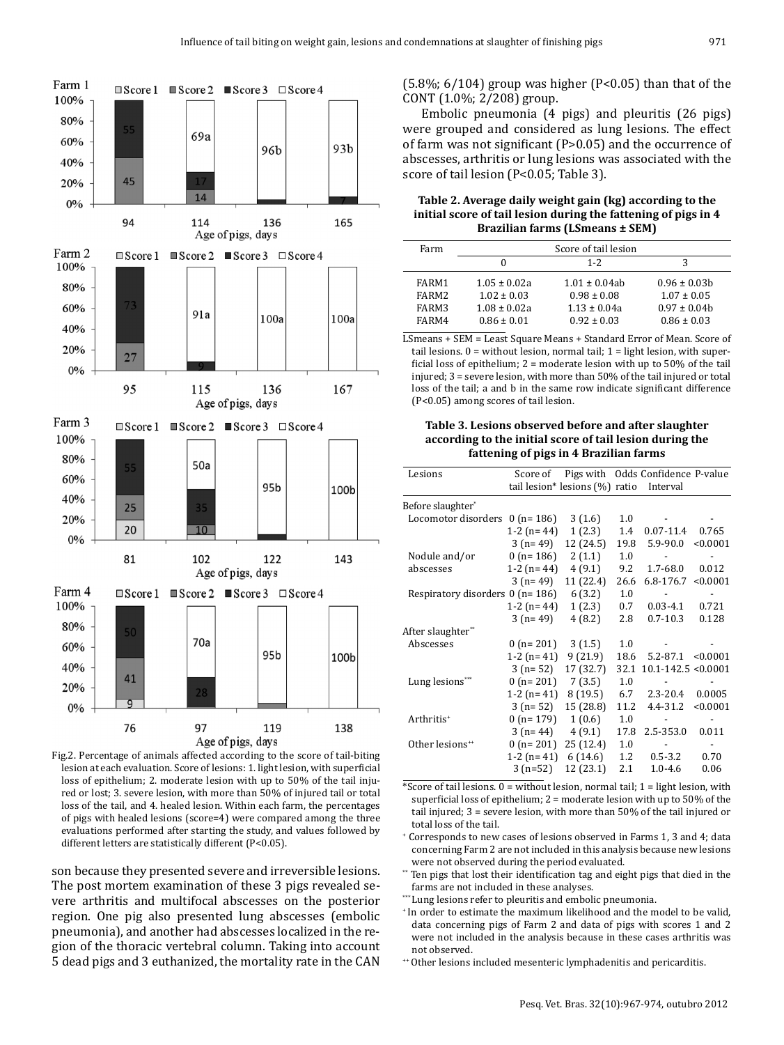Farm 1 □Score 1 ■Score 2 ■Score 3 □Score 4

100% 80% 60% 40% 20% 0%

55 45 | 69a 17 14 | 96b | 93b

94 114 136 165

Age of pigs, days

Farm 2 □Score 1 ■Score 2 ■Score 3 □Score 4

100% 80% 60% 40% 20% 0%

73 27 | 91a 9 | 100a | 100a

95 115 136 167

Age of pigs, days

Farm 3 □Score 1 ■Score 2 ■Score 3 □Score 4

100% 80% 60% 40% 20% 0%

55 25 20 | 50a 35 10 | 95b | 100b

81 102 122 143

Age of pigs, days

Farm 4 □Score 1 ■Score 2 ■Score 3 □Score 4

100% 80% 60% 40% 20% 0%

50 41 9 | 70a 28 | 95b | 100b

76 97 119 138

Age of pigs, days

Fig.2. Percentage of animals affected according to the score of tail-biting lesion at each evaluation. Score of lesions: 1. light lesion, with superficial loss of epithelium; 2. moderate lesion with up to 50% of the tail injured or lost; 3. severe lesion, with more than 50% of injured tail or total loss of the tail, and 4. healed lesion. Within each farm, the percentages of pigs with healed lesions (score=4) were compared among the three evaluations performed after starting the study, and values followed by different letters are statistically different (P<0.05).

son because they presented severe and irreversible lesions. The post mortem examination of these 3 pigs revealed severe arthritis and multifocal abscesses on the posterior region. One pig also presented lung abscesses (embolic pneumonia), and another had abscesses localized in the region of the thoracic vertebral column. Taking into account 5 dead pigs and 3 euthanized, the mortality rate in the CAN (5.8%; 6/104) group was higher (P<0.05) than that of the CONT (1.0%; 2/208) group.

Embolic pneumonia (4 pigs) and pleuritis (26 pigs) were grouped and considered as lung lesions. The effect of farm was not significant (P>0.05) and the occurrence of abscesses, arthritis or lung lesions was associated with the score of tail lesion (P<0.05; Table 3).

**Table 2. Average daily weight gain (kg) according to the initial score of tail lesion during the fattening of pigs in 4 Brazilian farms (LSmeans ± SEM)**

| Farm | Score of tail lesion | | |
|---|---|---|---|
| | 0 | 1-2 | 3 |
| FARM1 | 1.05 ± 0.02a | 1.01 ± 0.04ab | 0.96 ± 0.03b |
| FARM2 | 1.02 ± 0.03 | 0.98 ± 0.08 | 1.07 ± 0.05 |
| FARM3 | 1.08 ± 0.02a | 1.13 ± 0.04a | 0.97 ± 0.04b |
| FARM4 | 0.86 ± 0.01 | 0.92 ± 0.03 | 0.86 ± 0.03 |

LSmeans + SEM = Least Square Means + Standard Error of Mean. Score of tail lesions. 0 = without lesion, normal tail; 1 = light lesion, with superficial loss of epithelium; 2 = moderate lesion with up to 50% of the tail injured; 3 = severe lesion, with more than 50% of the tail injured or total loss of the tail; a and b in the same row indicate significant difference (P<0.05) among scores of tail lesion.

**Table 3. Lesions observed before and after slaughter according to the initial score of tail lesion during the fattening of pigs in 4 Brazilian farms**

| Lesions | Score of tail lesion* | Pigs with lesions (%) | Odds ratio | Confidence Interval | P-value |
|---|---|---|---|---|---|
| Before slaughter+ | | | | | |
| Locomotor disorders | 0 (n= 186) | 3 (1.6) | 1.0 | - | - |
| | 1-2 (n= 44) | 1 (2.3) | 1.4 | 0.07-11.4 | 0.765 |
| | 3 (n= 49) | 12 (24.5) | 19.8 | 5.9-90.0 | <0.0001 |
| Nodule and/or abscesses | 0 (n= 186) | 2 (1.1) | 1.0 | - | - |
| | 1-2 (n= 44) | 4 (9.1) | 9.2 | 1.7-68.0 | 0.012 |
| | 3 (n= 49) | 11 (22.4) | 26.6 | 6.8-176.7 | <0.0001 |
| Respiratory disorders | 0 (n= 186) | 6 (3.2) | 1.0 | - | - |
| | 1-2 (n= 44) | 1 (2.3) | 0.7 | 0.03-4.1 | 0.721 |
| | 3 (n= 49) | 4 (8.2) | 2.8 | 0.7-10.3 | 0.128 |
| After slaughter** | | | | | |
| Abscesses | 0 (n= 201) | 3 (1.5) | 1.0 | - | - |
| | 1-2 (n= 41) | 9 (21.9) | 18.6 | 5.2-87.1 | <0.0001 |
| | 3 (n= 52) | 17 (32.7) | 32.1 | 10.1-142.5 | <0.0001 |
| Lung lesions*** | 0 (n= 201) | 7 (3.5) | 1.0 | - | - |
| | 1-2 (n= 41) | 8 (19.5) | 6.7 | 2.3-20.4 | 0.0005 |
| | 3 (n= 52) | 15 (28.8) | 11.2 | 4.4-31.2 | <0.0001 |
| Arthritis+ | 0 (n= 179) | 1 (0.6) | 1.0 | - | - |
| | 3 (n= 44) | 4 (9.1) | 17.8 | 2.5-353.0 | 0.011 |
| Other lesions++ | 0 (n= 201) | 25 (12.4) | 1.0 | - | - |
| | 1-2 (n= 41) | 6 (14.6) | 1.2 | 0.5-3.2 | 0.70 |
| | 3 (n=52) | 12 (23.1) | 2.1 | 1.0-4.6 | 0.06 |

*Score of tail lesions. 0 = without lesion, normal tail; 1 = light lesion, with superficial loss of epithelium; 2 = moderate lesion with up to 50% of the tail injured; 3 = severe lesion, with more than 50% of the tail injured or total loss of the tail.

+ Corresponds to new cases of lesions observed in Farms 1, 3 and 4; data concerning Farm 2 are not included in this analysis because new lesions were not observed during the period evaluated.

** Ten pigs that lost their identification tag and eight pigs that died in the farms are not included in these analyses.

*** Lung lesions refer to pleuritis and embolic pneumonia.

+ In order to estimate the maximum likelihood and the model to be valid, data concerning pigs of Farm 2 and data of pigs with scores 1 and 2 were not included in the analysis because in these cases arthritis was not observed.

++ Other lesions included mesenteric lymphadenitis and pericarditis.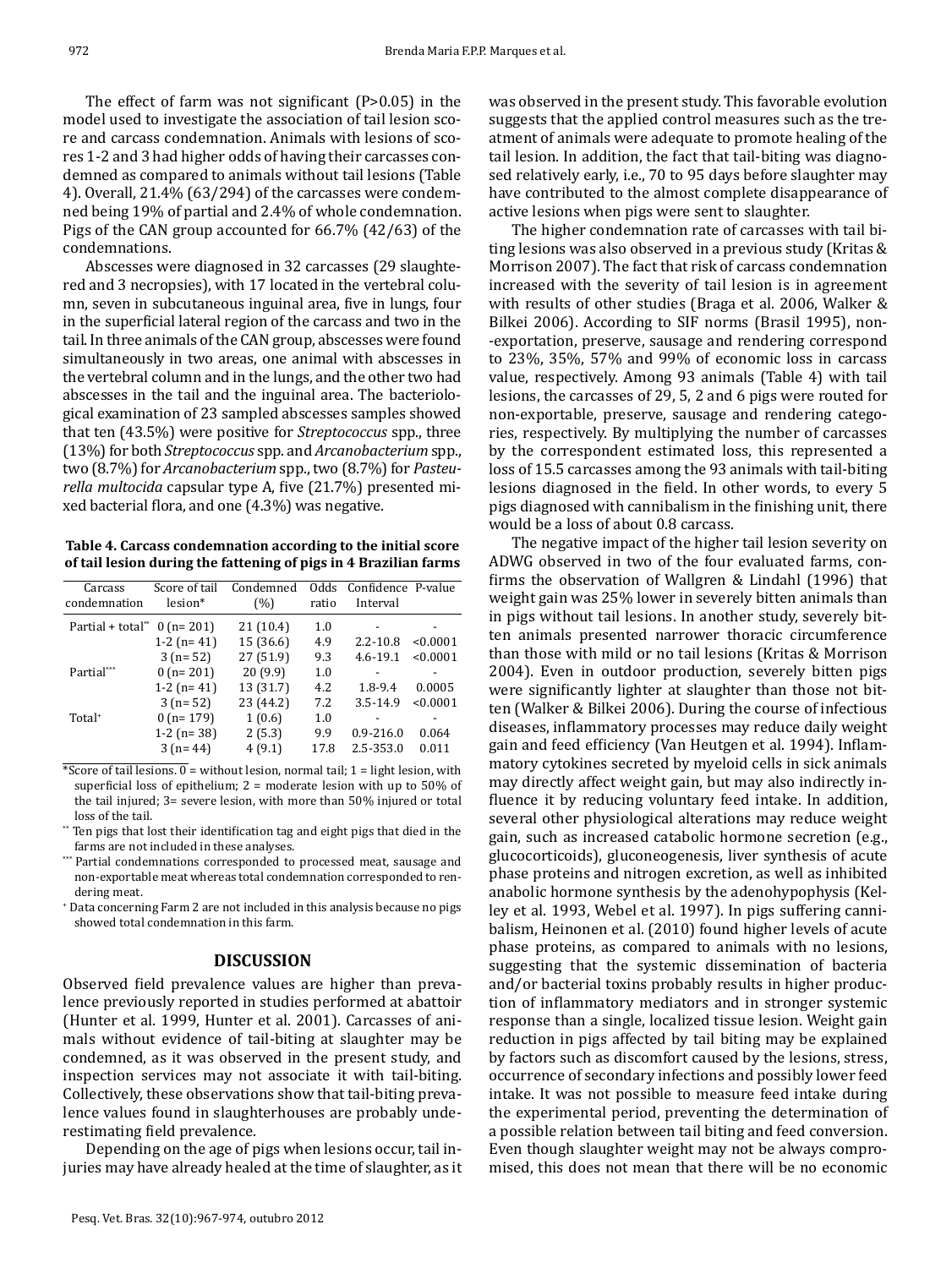The effect of farm was not significant (P>0.05) in the model used to investigate the association of tail lesion score and carcass condemnation. Animals with lesions of scores 1-2 and 3 had higher odds of having their carcasses condemned as compared to animals without tail lesions (Table 4). Overall, 21.4% (63/294) of the carcasses were condemned being 19% of partial and 2.4% of whole condemnation. Pigs of the CAN group accounted for 66.7% (42/63) of the condemnations.

Abscesses were diagnosed in 32 carcasses (29 slaughtered and 3 necropsies), with 17 located in the vertebral column, seven in subcutaneous inguinal area, five in lungs, four in the superficial lateral region of the carcass and two in the tail. In three animals of the CAN group, abscesses were found simultaneously in two areas, one animal with abscesses in the vertebral column and in the lungs, and the other two had abscesses in the tail and the inguinal area. The bacteriological examination of 23 sampled abscesses samples showed that ten (43.5%) were positive for *Streptococcus* spp., three (13%) for both *Streptococcus* spp. and *Arcanobacterium* spp., two (8.7%) for *Arcanobacterium* spp., two (8.7%) for *Pasteurella multocida* capsular type A, five (21.7%) presented mixed bacterial flora, and one (4.3%) was negative.

**Table 4. Carcass condemnation according to the initial score of tail lesion during the fattening of pigs in 4 Brazilian farms**

| Carcass condemnation | Score of tail lesion* | Condemned (%) | Odds ratio | Confidence Interval | P-value |
|---|---|---|---|---|---|
| Partial + total** | 0 (n= 201) | 21 (10.4) | 1.0 | - | - |
| | 1-2 (n= 41) | 15 (36.6) | 4.9 | 2.2-10.8 | <0.0001 |
| | 3 (n= 52) | 27 (51.9) | 9.3 | 4.6-19.1 | <0.0001 |
| Partial*** | 0 (n= 201) | 20 (9.9) | 1.0 | - | - |
| | 1-2 (n= 41) | 13 (31.7) | 4.2 | 1.8-9.4 | 0.0005 |
| | 3 (n= 52) | 23 (44.2) | 7.2 | 3.5-14.9 | <0.0001 |
| Total+ | 0 (n= 179) | 1 (0.6) | 1.0 | - | - |
| | 1-2 (n= 38) | 2 (5.3) | 9.9 | 0.9-216.0 | 0.064 |
| | 3 (n= 44) | 4 (9.1) | 17.8 | 2.5-353.0 | 0.011 |

*Score of tail lesions. 0 = without lesion, normal tail; 1 = light lesion, with superficial loss of epithelium; 2 = moderate lesion with up to 50% of the tail injured; 3= severe lesion, with more than 50% injured or total loss of the tail.

** Ten pigs that lost their identification tag and eight pigs that died in the farms are not included in these analyses.

*** Partial condemnations corresponded to processed meat, sausage and non-exportable meat whereas total condemnation corresponded to rendering meat.

+ Data concerning Farm 2 are not included in this analysis because no pigs showed total condemnation in this farm.

## DISCUSSION

Observed field prevalence values are higher than prevalence previously reported in studies performed at abattoir (Hunter et al. 1999, Hunter et al. 2001). Carcasses of animals without evidence of tail-biting at slaughter may be condemned, as it was observed in the present study, and inspection services may not associate it with tail-biting. Collectively, these observations show that tail-biting prevalence values found in slaughterhouses are probably underestimating field prevalence.

Depending on the age of pigs when lesions occur, tail injuries may have already healed at the time of slaughter, as it was observed in the present study. This favorable evolution suggests that the applied control measures such as the treatment of animals were adequate to promote healing of the tail lesion. In addition, the fact that tail-biting was diagnosed relatively early, i.e., 70 to 95 days before slaughter may have contributed to the almost complete disappearance of active lesions when pigs were sent to slaughter.

The higher condemnation rate of carcasses with tail biting lesions was also observed in a previous study (Kritas & Morrison 2007). The fact that risk of carcass condemnation increased with the severity of tail lesion is in agreement with results of other studies (Braga et al. 2006, Walker & Bilkei 2006). According to SIF norms (Brasil 1995), non-exportation, preserve, sausage and rendering correspond to 23%, 35%, 57% and 99% of economic loss in carcass value, respectively. Among 93 animals (Table 4) with tail lesions, the carcasses of 29, 5, 2 and 6 pigs were routed for non-exportable, preserve, sausage and rendering categories, respectively. By multiplying the number of carcasses by the correspondent estimated loss, this represented a loss of 15.5 carcasses among the 93 animals with tail-biting lesions diagnosed in the field. In other words, to every 5 pigs diagnosed with cannibalism in the finishing unit, there would be a loss of about 0.8 carcass.

The negative impact of the higher tail lesion severity on ADWG observed in two of the four evaluated farms, confirms the observation of Wallgren & Lindahl (1996) that weight gain was 25% lower in severely bitten animals than in pigs without tail lesions. In another study, severely bitten animals presented narrower thoracic circumference than those with mild or no tail lesions (Kritas & Morrison 2004). Even in outdoor production, severely bitten pigs were significantly lighter at slaughter than those not bitten (Walker & Bilkei 2006). During the course of infectious diseases, inflammatory processes may reduce daily weight gain and feed efficiency (Van Heutgen et al. 1994). Inflammatory cytokines secreted by myeloid cells in sick animals may directly affect weight gain, but may also indirectly influence it by reducing voluntary feed intake. In addition, several other physiological alterations may reduce weight gain, such as increased catabolic hormone secretion (e.g., glucocorticoids), gluconeogenesis, liver synthesis of acute phase proteins and nitrogen excretion, as well as inhibited anabolic hormone synthesis by the adenohypophysis (Kelley et al. 1993, Webel et al. 1997). In pigs suffering cannibalism, Heinonen et al. (2010) found higher levels of acute phase proteins, as compared to animals with no lesions, suggesting that the systemic dissemination of bacteria and/or bacterial toxins probably results in higher production of inflammatory mediators and in stronger systemic response than a single, localized tissue lesion. Weight gain reduction in pigs affected by tail biting may be explained by factors such as discomfort caused by the lesions, stress, occurrence of secondary infections and possibly lower feed intake. It was not possible to measure feed intake during the experimental period, preventing the determination of a possible relation between tail biting and feed conversion. Even though slaughter weight may not be always compromised, this does not mean that there will be no economic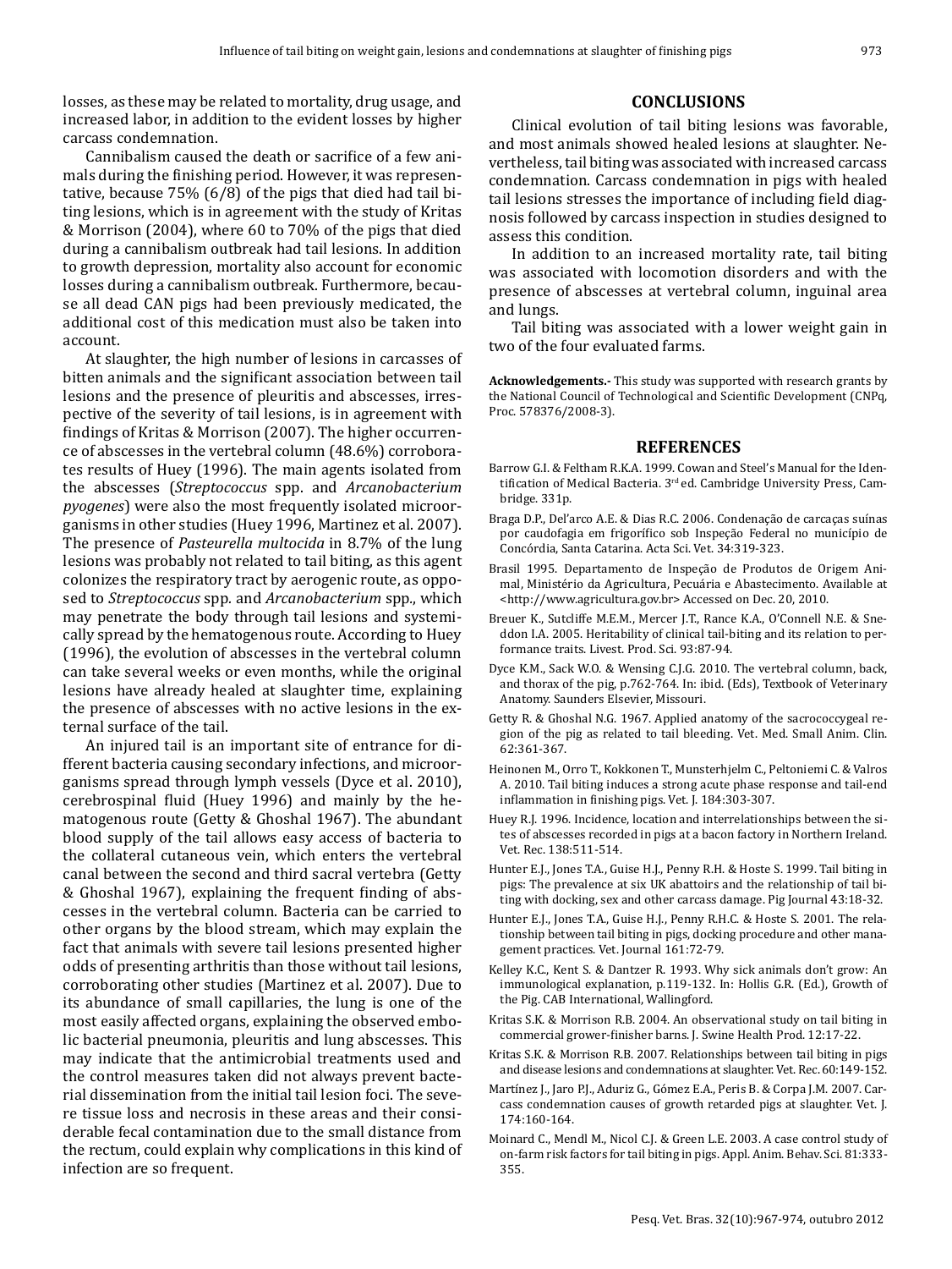losses, as these may be related to mortality, drug usage, and increased labor, in addition to the evident losses by higher carcass condemnation.

Cannibalism caused the death or sacrifice of a few animals during the finishing period. However, it was representative, because 75% (6/8) of the pigs that died had tail biting lesions, which is in agreement with the study of Kritas & Morrison (2004), where 60 to 70% of the pigs that died during a cannibalism outbreak had tail lesions. In addition to growth depression, mortality also account for economic losses during a cannibalism outbreak. Furthermore, because all dead CAN pigs had been previously medicated, the additional cost of this medication must also be taken into account.

At slaughter, the high number of lesions in carcasses of bitten animals and the significant association between tail lesions and the presence of pleuritis and abscesses, irrespective of the severity of tail lesions, is in agreement with findings of Kritas & Morrison (2007). The higher occurrence of abscesses in the vertebral column (48.6%) corroborates results of Huey (1996). The main agents isolated from the abscesses (*Streptococcus* spp. and *Arcanobacterium pyogenes*) were also the most frequently isolated microorganisms in other studies (Huey 1996, Martinez et al. 2007). The presence of *Pasteurella multocida* in 8.7% of the lung lesions was probably not related to tail biting, as this agent colonizes the respiratory tract by aerogenic route, as opposed to *Streptococcus* spp. and *Arcanobacterium* spp., which may penetrate the body through tail lesions and systemically spread by the hematogenous route. According to Huey (1996), the evolution of abscesses in the vertebral column can take several weeks or even months, while the original lesions have already healed at slaughter time, explaining the presence of abscesses with no active lesions in the external surface of the tail.

An injured tail is an important site of entrance for different bacteria causing secondary infections, and microorganisms spread through lymph vessels (Dyce et al. 2010), cerebrospinal fluid (Huey 1996) and mainly by the hematogenous route (Getty & Ghoshal 1967). The abundant blood supply of the tail allows easy access of bacteria to the collateral cutaneous vein, which enters the vertebral canal between the second and third sacral vertebra (Getty & Ghoshal 1967), explaining the frequent finding of abscesses in the vertebral column. Bacteria can be carried to other organs by the blood stream, which may explain the fact that animals with severe tail lesions presented higher odds of presenting arthritis than those without tail lesions, corroborating other studies (Martinez et al. 2007). Due to its abundance of small capillaries, the lung is one of the most easily affected organs, explaining the observed embolic bacterial pneumonia, pleuritis and lung abscesses. This may indicate that the antimicrobial treatments used and the control measures taken did not always prevent bacterial dissemination from the initial tail lesion foci. The severe tissue loss and necrosis in these areas and their considerable fecal contamination due to the small distance from the rectum, could explain why complications in this kind of infection are so frequent.

## CONCLUSIONS

Clinical evolution of tail biting lesions was favorable, and most animals showed healed lesions at slaughter. Nevertheless, tail biting was associated with increased carcass condemnation. Carcass condemnation in pigs with healed tail lesions stresses the importance of including field diagnosis followed by carcass inspection in studies designed to assess this condition.

In addition to an increased mortality rate, tail biting was associated with locomotion disorders and with the presence of abscesses at vertebral column, inguinal area and lungs.

Tail biting was associated with a lower weight gain in two of the four evaluated farms.

**Acknowledgements.-** This study was supported with research grants by the National Council of Technological and Scientific Development (CNPq, Proc. 578376/2008-3).

## REFERENCES

Barrow G.I. & Feltham R.K.A. 1999. Cowan and Steel's Manual for the Identification of Medical Bacteria. 3rd ed. Cambridge University Press, Cambridge. 331p.

Braga D.P., Del'arco A.E. & Dias R.C. 2006. Condenação de carcaças suínas por caudofagia em frigorífico sob Inspeção Federal no município de Concórdia, Santa Catarina. Acta Sci. Vet. 34:319-323.

Brasil 1995. Departamento de Inspeção de Produtos de Origem Animal, Ministério da Agricultura, Pecuária e Abastecimento. Available at <http://www.agricultura.gov.br> Accessed on Dec. 20, 2010.

Breuer K., Sutcliffe M.E.M., Mercer J.T., Rance K.A., O'Connell N.E. & Sneddon I.A. 2005. Heritability of clinical tail-biting and its relation to performance traits. Livest. Prod. Sci. 93:87-94.

Dyce K.M., Sack W.O. & Wensing C.J.G. 2010. The vertebral column, back, and thorax of the pig, p.762-764. In: ibid. (Eds), Textbook of Veterinary Anatomy. Saunders Elsevier, Missouri.

Getty R. & Ghoshal N.G. 1967. Applied anatomy of the sacrococcygeal region of the pig as related to tail bleeding. Vet. Med. Small Anim. Clin. 62:361-367.

Heinonen M., Orro T., Kokkonen T., Munsterhjelm C., Peltoniemi C. & Valros A. 2010. Tail biting induces a strong acute phase response and tail-end inflammation in finishing pigs. Vet. J. 184:303-307.

Huey R.J. 1996. Incidence, location and interrelationships between the sites of abscesses recorded in pigs at a bacon factory in Northern Ireland. Vet. Rec. 138:511-514.

Hunter E.J., Jones T.A., Guise H.J., Penny R.H. & Hoste S. 1999. Tail biting in pigs: The prevalence at six UK abattoirs and the relationship of tail biting with docking, sex and other carcass damage. Pig Journal 43:18-32.

Hunter E.J., Jones T.A., Guise H.J., Penny R.H.C. & Hoste S. 2001. The relationship between tail biting in pigs, docking procedure and other management practices. Vet. Journal 161:72-79.

Kelley K.C., Kent S. & Dantzer R. 1993. Why sick animals don't grow: An immunological explanation, p.119-132. In: Hollis G.R. (Ed.), Growth of the Pig. CAB International, Wallingford.

Kritas S.K. & Morrison R.B. 2004. An observational study on tail biting in commercial grower-finisher barns. J. Swine Health Prod. 12:17-22.

Kritas S.K. & Morrison R.B. 2007. Relationships between tail biting in pigs and disease lesions and condemnations at slaughter. Vet. Rec. 60:149-152.

Martínez J., Jaro P.J., Aduriz G., Gómez E.A., Peris B. & Corpa J.M. 2007. Carcass condemnation causes of growth retarded pigs at slaughter. Vet. J. 174:160-164.

Moinard C., Mendl M., Nicol C.J. & Green L.E. 2003. A case control study of on-farm risk factors for tail biting in pigs. Appl. Anim. Behav. Sci. 81:333-355.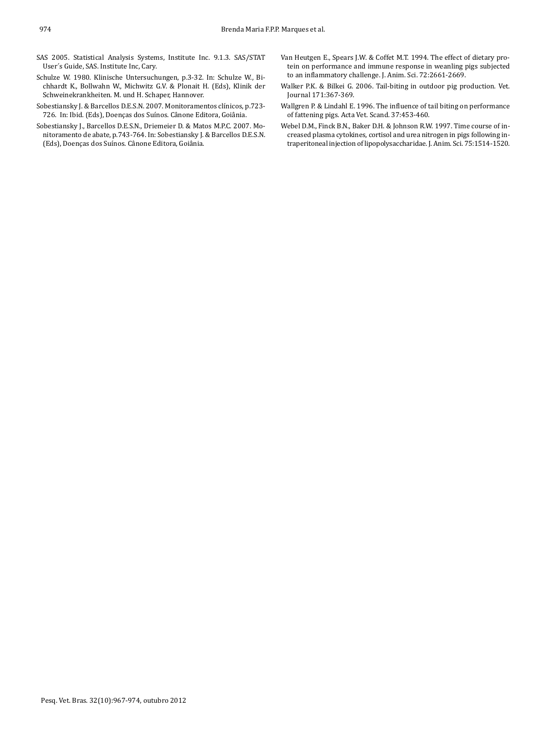SAS 2005. Statistical Analysis Systems, Institute Inc. 9.1.3. SAS/STAT User´s Guide, SAS. Institute Inc, Cary.

Schulze W. 1980. Klinische Untersuchungen, p.3-32. In: Schulze W., Bichhardt K., Bollwahn W., Michwitz G.V. & Plonait H. (Eds), Klinik der Schweinekrankheiten. M. und H. Schaper, Hannover.

Sobestiansky J. & Barcellos D.E.S.N. 2007. Monitoramentos clínicos, p.723-726. In: Ibid. (Eds), Doenças dos Suínos. Cânone Editora, Goiânia.

Sobestiansky J., Barcellos D.E.S.N., Driemeier D. & Matos M.P.C. 2007. Monitoramento de abate, p.743-764. In: Sobestiansky J. & Barcellos D.E.S.N. (Eds), Doenças dos Suínos. Cânone Editora, Goiânia.

Van Heutgen E., Spears J.W. & Coffet M.T. 1994. The effect of dietary protein on performance and immune response in weanling pigs subjected to an inflammatory challenge. J. Anim. Sci. 72:2661-2669.

Walker P.K. & Bilkei G. 2006. Tail-biting in outdoor pig production. Vet. Journal 171:367-369.

Wallgren P. & Lindahl E. 1996. The influence of tail biting on performance of fattening pigs. Acta Vet. Scand. 37:453-460.

Webel D.M., Finck B.N., Baker D.H. & Johnson R.W. 1997. Time course of increased plasma cytokines, cortisol and urea nitrogen in pigs following intraperitoneal injection of lipopolysaccharidae. J. Anim. Sci. 75:1514-1520.